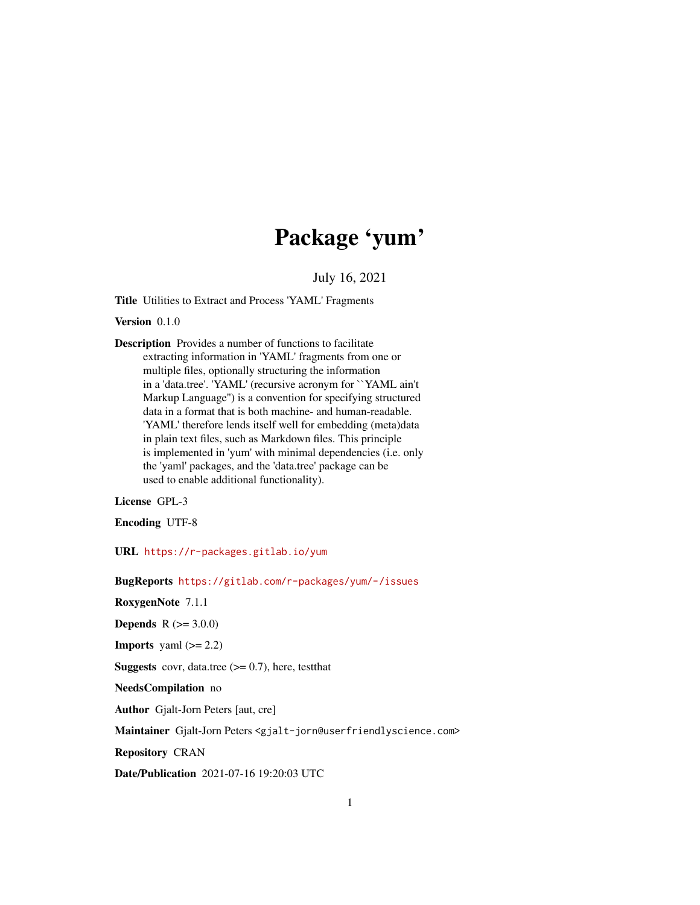# Package 'yum'

July 16, 2021

**Title** Utilities to Extract and Process 'YAML' Fragments

**Version** 0.1.0

**Description** Provides a number of functions to facilitate extracting information in 'YAML' fragments from one or multiple files, optionally structuring the information in a 'data.tree'. 'YAML' (recursive acronym for ``YAML ain't Markup Language'') is a convention for specifying structured data in a format that is both machine- and human-readable. 'YAML' therefore lends itself well for embedding (meta)data in plain text files, such as Markdown files. This principle is implemented in 'yum' with minimal dependencies (i.e. only the 'yaml' packages, and the 'data.tree' package can be used to enable additional functionality).

**License** GPL-3

**Encoding** UTF-8

**URL** https://r-packages.gitlab.io/yum

**BugReports** https://gitlab.com/r-packages/yum/-/issues

**RoxygenNote** 7.1.1

**Depends** R (>= 3.0.0)

**Imports** yaml (>= 2.2)

**Suggests** covr, data.tree (>= 0.7), here, testthat

**NeedsCompilation** no

**Author** Gjalt-Jorn Peters [aut, cre]

**Maintainer** Gjalt-Jorn Peters <gjalt-jorn@userfriendlyscience.com>

**Repository** CRAN

**Date/Publication** 2021-07-16 19:20:03 UTC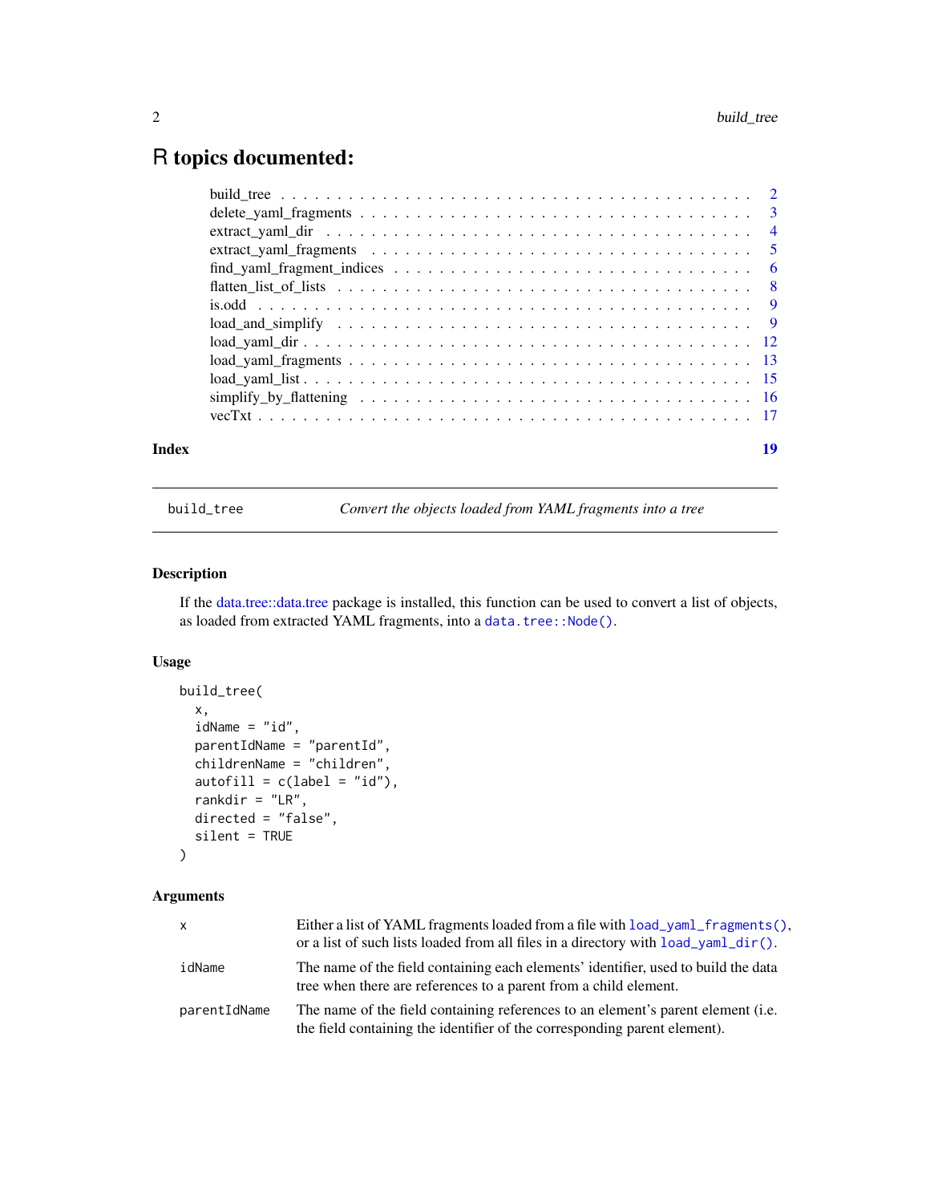# R topics documented:

| | |
|---|---|
| build_tree | 2 |
| delete_yaml_fragments | 3 |
| extract_yaml_dir | 4 |
| extract_yaml_fragments | 5 |
| find_yaml_fragment_indices | 6 |
| flatten_list_of_lists | 8 |
| is.odd | 9 |
| load_and_simplify | 9 |
| load_yaml_dir | 12 |
| load_yaml_fragments | 13 |
| load_yaml_list | 15 |
| simplify_by_flattening | 16 |
| vecTxt | 17 |

**Index** **19**

---

`build_tree` *Convert the objects loaded from YAML fragments into a tree*

---

## Description

If the data.tree::data.tree package is installed, this function can be used to convert a list of objects, as loaded from extracted YAML fragments, into a `data.tree::Node()`.

## Usage

```
build_tree(
  x,
  idName = "id",
  parentIdName = "parentId",
  childrenName = "children",
  autofill = c(label = "id"),
  rankdir = "LR",
  directed = "false",
  silent = TRUE
)
```

## Arguments

| | |
|---|---|
| `x` | Either a list of YAML fragments loaded from a file with `load_yaml_fragments()`, or a list of such lists loaded from all files in a directory with `load_yaml_dir()`. |
| `idName` | The name of the field containing each elements' identifier, used to build the data tree when there are references to a parent from a child element. |
| `parentIdName` | The name of the field containing references to an element's parent element (i.e. the field containing the identifier of the corresponding parent element). |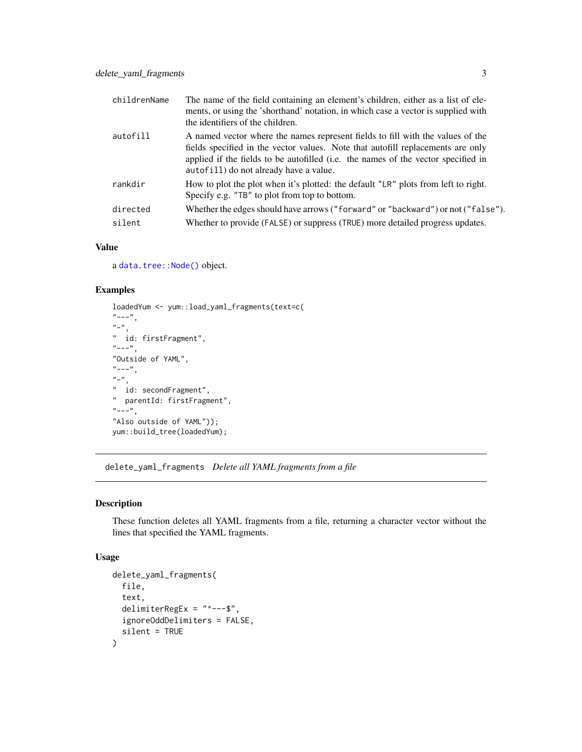| | |
|---|---|
| childrenName | The name of the field containing an element's children, either as a list of elements, or using the 'shorthand' notation, in which case a vector is supplied with the identifiers of the children. |
| autofill | A named vector where the names represent fields to fill with the values of the fields specified in the vector values. Note that autofill replacements are only applied if the fields to be autofilled (i.e. the names of the vector specified in `autofill`) do not already have a value. |
| rankdir | How to plot the plot when it's plotted: the default `"LR"` plots from left to right. Specify e.g. `"TB"` to plot from top to bottom. |
| directed | Whether the edges should have arrows (`"forward"` or `"backward"`) or not (`"false"`). |
| silent | Whether to provide (`FALSE`) or suppress (`TRUE`) more detailed progress updates. |

### Value

a `data.tree::Node()` object.

### Examples

```
loadedYum <- yum::load_yaml_fragments(text=c(
"---",
"-",
"  id: firstFragment",
"---",
"Outside of YAML",
"---",
"-",
"  id: secondFragment",
"  parentId: firstFragment",
"---",
"Also outside of YAML"));
yum::build_tree(loadedYum);
```

---

## delete_yaml_fragments *Delete all YAML fragments from a file*

### Description

These function deletes all YAML fragments from a file, returning a character vector without the lines that specified the YAML fragments.

### Usage

```
delete_yaml_fragments(
  file,
  text,
  delimiterRegEx = "^---$",
  ignoreOddDelimiters = FALSE,
  silent = TRUE
)
```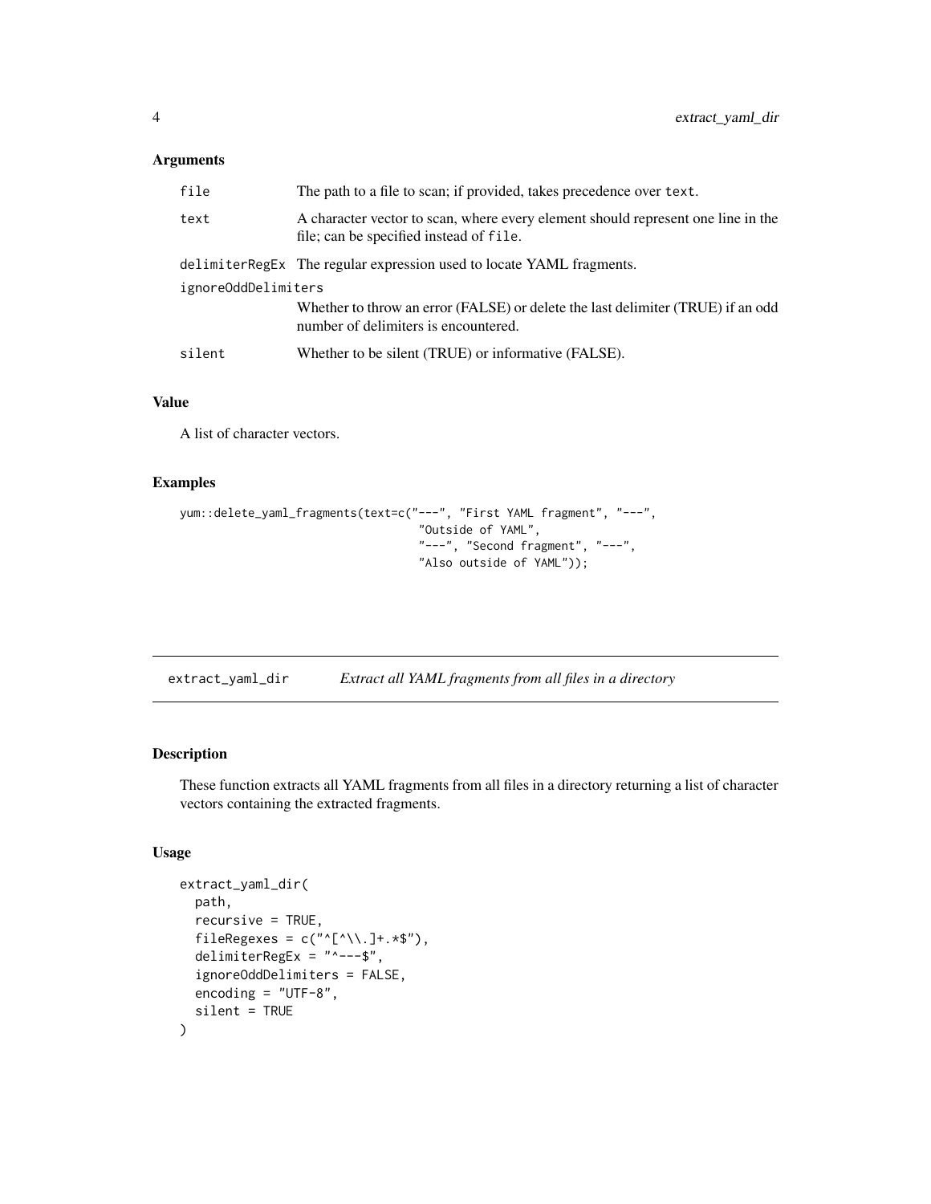### Arguments

| | |
|---|---|
| `file` | The path to a file to scan; if provided, takes precedence over `text`. |
| `text` | A character vector to scan, where every element should represent one line in the file; can be specified instead of `file`. |
| `delimiterRegEx` | The regular expression used to locate YAML fragments. |
| `ignoreOddDelimiters` | Whether to throw an error (FALSE) or delete the last delimiter (TRUE) if an odd number of delimiters is encountered. |
| `silent` | Whether to be silent (TRUE) or informative (FALSE). |

### Value

A list of character vectors.

### Examples

```
yum::delete_yaml_fragments(text=c("---", "First YAML fragment", "---",
                                  "Outside of YAML",
                                  "---", "Second fragment", "---",
                                  "Also outside of YAML"));
```

---

## extract_yaml_dir    *Extract all YAML fragments from all files in a directory*

### Description

These function extracts all YAML fragments from all files in a directory returning a list of character vectors containing the extracted fragments.

### Usage

```
extract_yaml_dir(
  path,
  recursive = TRUE,
  fileRegexes = c("^[^\\.]+.*$"),
  delimiterRegEx = "^---$",
  ignoreOddDelimiters = FALSE,
  encoding = "UTF-8",
  silent = TRUE
)
```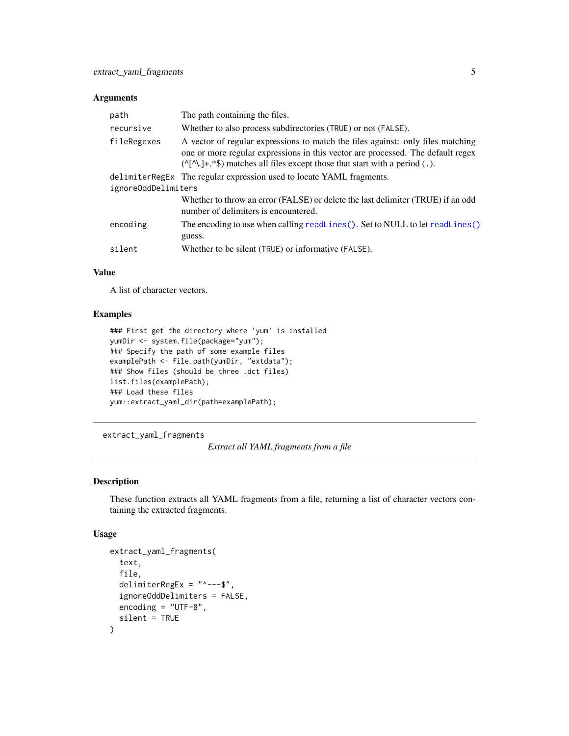### Arguments

| | |
|---|---|
| `path` | The path containing the files. |
| `recursive` | Whether to also process subdirectories (`TRUE`) or not (`FALSE`). |
| `fileRegexes` | A vector of regular expressions to match the files against: only files matching one or more regular expressions in this vector are processed. The default regex (^[^\.]+.*$) matches all files except those that start with a period (`.`). |
| `delimiterRegEx` | The regular expression used to locate YAML fragments. |
| `ignoreOddDelimiters` | Whether to throw an error (FALSE) or delete the last delimiter (TRUE) if an odd number of delimiters is encountered. |
| `encoding` | The encoding to use when calling `readLines()`. Set to NULL to let `readLines()` guess. |
| `silent` | Whether to be silent (`TRUE`) or informative (`FALSE`). |

### Value

A list of character vectors.

### Examples

```
### First get the directory where 'yum' is installed
yumDir <- system.file(package="yum");
### Specify the path of some example files
examplePath <- file.path(yumDir, "extdata");
### Show files (should be three .dct files)
list.files(examplePath);
### Load these files
yum::extract_yaml_dir(path=examplePath);
```

---

## extract_yaml_fragments

*Extract all YAML fragments from a file*

---

### Description

These function extracts all YAML fragments from a file, returning a list of character vectors containing the extracted fragments.

### Usage

```
extract_yaml_fragments(
  text,
  file,
  delimiterRegEx = "^---$",
  ignoreOddDelimiters = FALSE,
  encoding = "UTF-8",
  silent = TRUE
)
```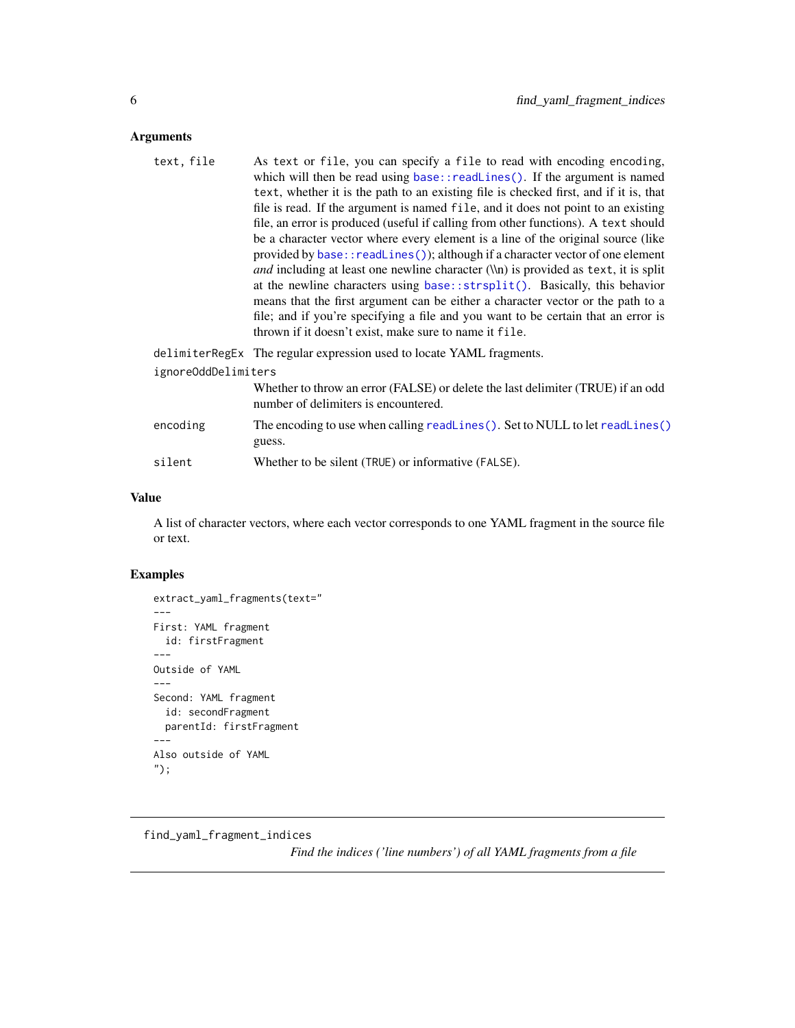### Arguments

| | |
|---|---|
| `text, file` | As `text` or `file`, you can specify a `file` to read with encoding `encoding`, which will then be read using `base::readLines()`. If the argument is named `text`, whether it is the path to an existing file is checked first, and if it is, that file is read. If the argument is named `file`, and it does not point to an existing file, an error is produced (useful if calling from other functions). A `text` should be a character vector where every element is a line of the original source (like provided by `base::readLines()`); although if a character vector of one element *and* including at least one newline character (\\n) is provided as `text`, it is split at the newline characters using `base::strsplit()`. Basically, this behavior means that the first argument can be either a character vector or the path to a file; and if you're specifying a file and you want to be certain that an error is thrown if it doesn't exist, make sure to name it `file`. |
| `delimiterRegEx` | The regular expression used to locate YAML fragments. |
| `ignoreOddDelimiters` | Whether to throw an error (FALSE) or delete the last delimiter (TRUE) if an odd number of delimiters is encountered. |
| `encoding` | The encoding to use when calling `readLines()`. Set to NULL to let `readLines()` guess. |
| `silent` | Whether to be silent (`TRUE`) or informative (`FALSE`). |

### Value

A list of character vectors, where each vector corresponds to one YAML fragment in the source file or text.

### Examples

```
extract_yaml_fragments(text="
---
First: YAML fragment
  id: firstFragment
---
Outside of YAML
---
Second: YAML fragment
  id: secondFragment
  parentId: firstFragment
---
Also outside of YAML
");
```

---

## find_yaml_fragment_indices

*Find the indices ('line numbers') of all YAML fragments from a file*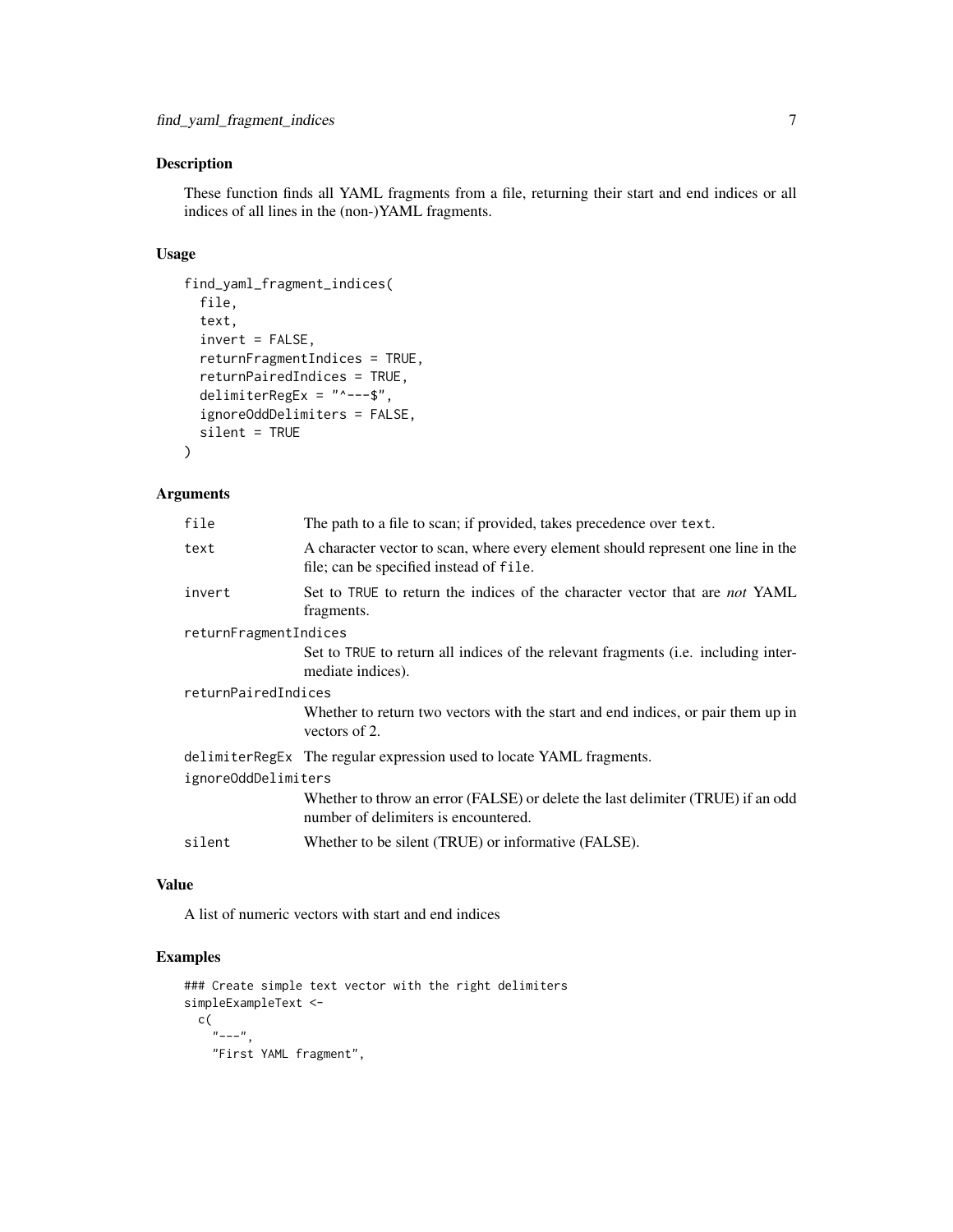### Description

These function finds all YAML fragments from a file, returning their start and end indices or all indices of all lines in the (non-)YAML fragments.

### Usage

```
find_yaml_fragment_indices(
  file,
  text,
  invert = FALSE,
  returnFragmentIndices = TRUE,
  returnPairedIndices = TRUE,
  delimiterRegEx = "^---$",
  ignoreOddDelimiters = FALSE,
  silent = TRUE
)
```

### Arguments

| | |
|---|---|
| `file` | The path to a file to scan; if provided, takes precedence over `text`. |
| `text` | A character vector to scan, where every element should represent one line in the file; can be specified instead of `file`. |
| `invert` | Set to `TRUE` to return the indices of the character vector that are *not* YAML fragments. |
| `returnFragmentIndices` | Set to `TRUE` to return all indices of the relevant fragments (i.e. including intermediate indices). |
| `returnPairedIndices` | Whether to return two vectors with the start and end indices, or pair them up in vectors of 2. |
| `delimiterRegEx` | The regular expression used to locate YAML fragments. |
| `ignoreOddDelimiters` | Whether to throw an error (FALSE) or delete the last delimiter (TRUE) if an odd number of delimiters is encountered. |
| `silent` | Whether to be silent (TRUE) or informative (FALSE). |

### Value

A list of numeric vectors with start and end indices

### Examples

```
### Create simple text vector with the right delimiters
simpleExampleText <-
  c(
    "---",
    "First YAML fragment",
```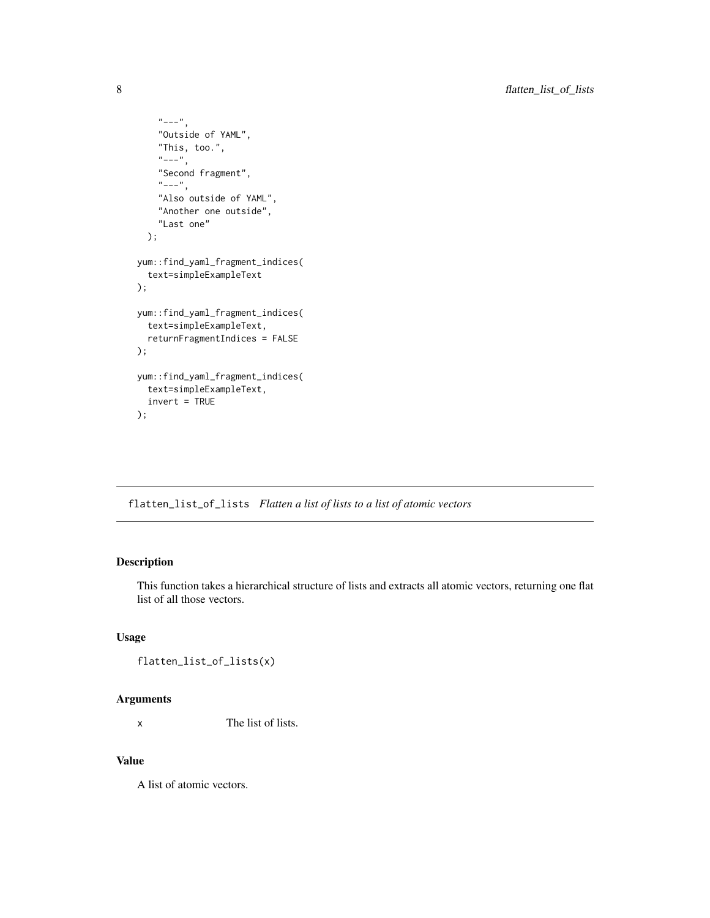```
    "---",
    "Outside of YAML",
    "This, too.",
    "---",
    "Second fragment",
    "---",
    "Also outside of YAML",
    "Another one outside",
    "Last one"
  );

yum::find_yaml_fragment_indices(
  text=simpleExampleText
);

yum::find_yaml_fragment_indices(
  text=simpleExampleText,
  returnFragmentIndices = FALSE
);

yum::find_yaml_fragment_indices(
  text=simpleExampleText,
  invert = TRUE
);
```

## flatten_list_of_lists *Flatten a list of lists to a list of atomic vectors*

### Description

This function takes a hierarchical structure of lists and extracts all atomic vectors, returning one flat list of all those vectors.

### Usage

```
flatten_list_of_lists(x)
```

### Arguments

| | |
|---|---|
| x | The list of lists. |

### Value

A list of atomic vectors.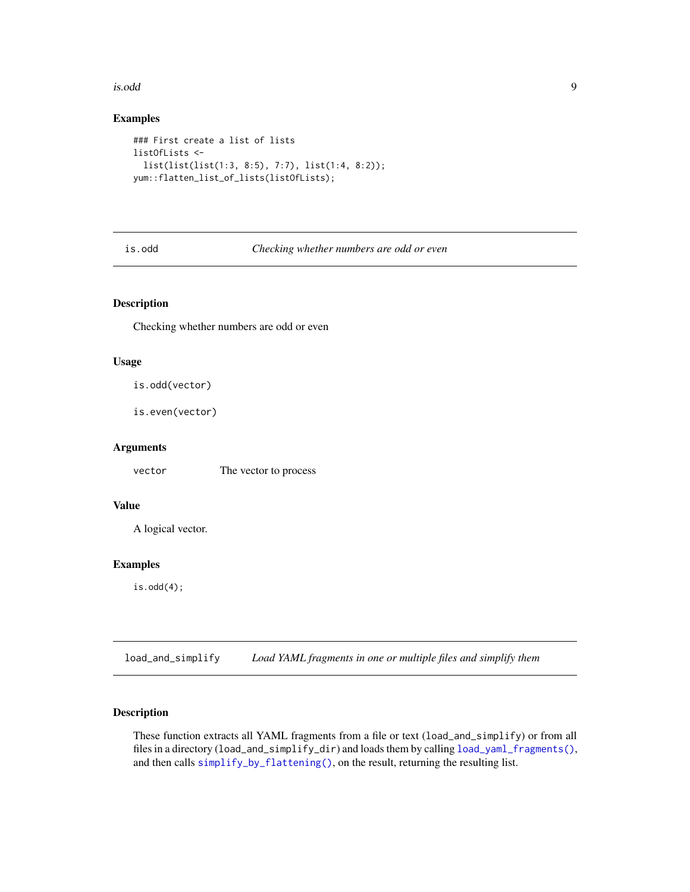## Examples

```
### First create a list of lists
listOfLists <-
  list(list(list(1:3, 8:5), 7:7), list(1:4, 8:2));
yum::flatten_list_of_lists(listOfLists);
```

---

`is.odd` *Checking whether numbers are odd or even*

---

### Description

Checking whether numbers are odd or even

### Usage

```
is.odd(vector)

is.even(vector)
```

### Arguments

| | |
|---|---|
| `vector` | The vector to process |

### Value

A logical vector.

### Examples

```
is.odd(4);
```

---

`load_and_simplify` *Load YAML fragments in one or multiple files and simplify them*

---

### Description

These function extracts all YAML fragments from a file or text (`load_and_simplify`) or from all files in a directory (`load_and_simplify_dir`) and loads them by calling `load_yaml_fragments()`, and then calls `simplify_by_flattening()`, on the result, returning the resulting list.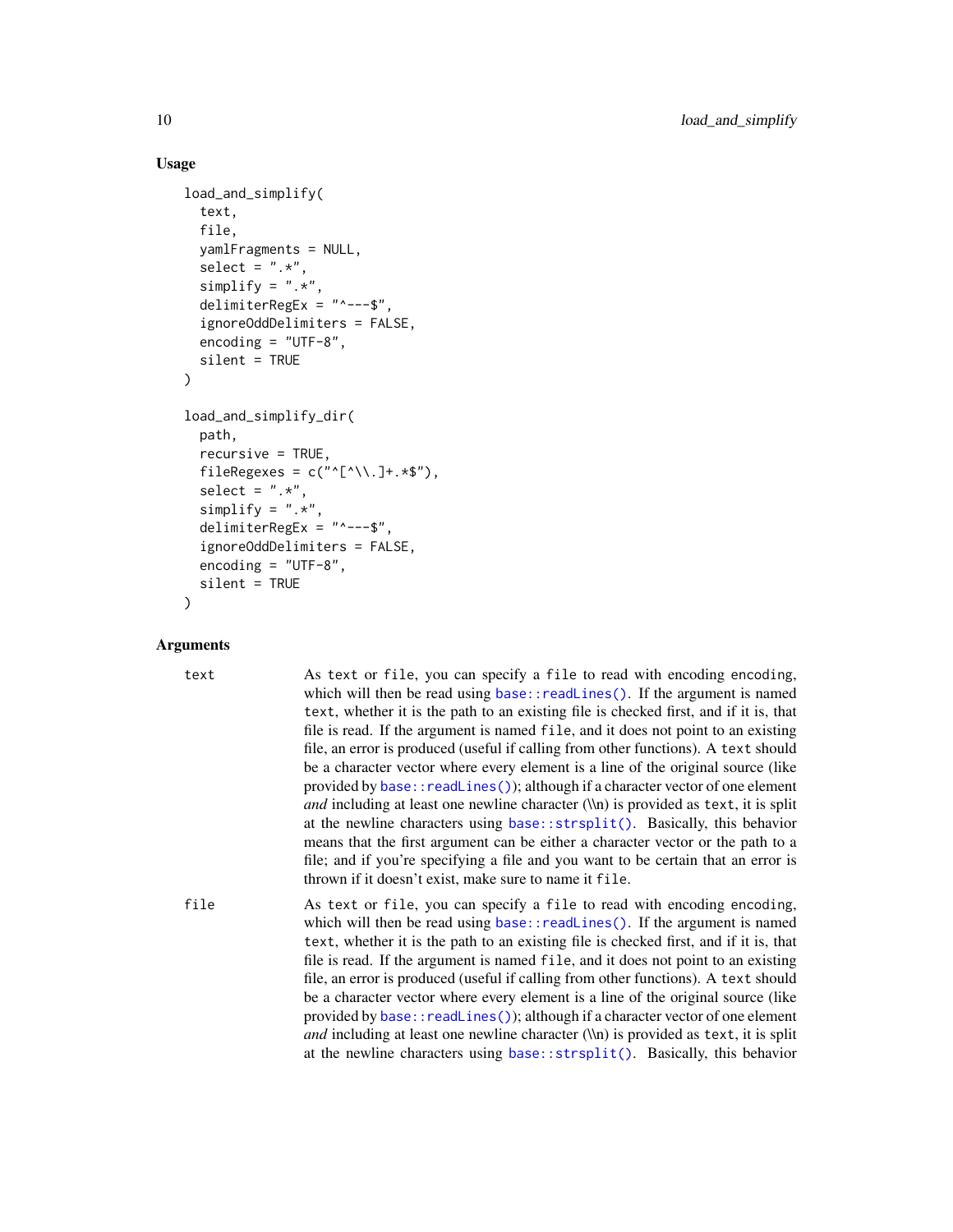## Usage

```
load_and_simplify(
  text,
  file,
  yamlFragments = NULL,
  select = ".*",
  simplify = ".*",
  delimiterRegEx = "^---$",
  ignoreOddDelimiters = FALSE,
  encoding = "UTF-8",
  silent = TRUE
)

load_and_simplify_dir(
  path,
  recursive = TRUE,
  fileRegexes = c("^[^\\.]+.*$"),
  select = ".*",
  simplify = ".*",
  delimiterRegEx = "^---$",
  ignoreOddDelimiters = FALSE,
  encoding = "UTF-8",
  silent = TRUE
)
```

## Arguments

`text` As `text` or `file`, you can specify a `file` to read with encoding `encoding`, which will then be read using `base::readLines()`. If the argument is named `text`, whether it is the path to an existing file is checked first, and if it is, that file is read. If the argument is named `file`, and it does not point to an existing file, an error is produced (useful if calling from other functions). A `text` should be a character vector where every element is a line of the original source (like provided by `base::readLines()`); although if a character vector of one element *and* including at least one newline character (\\n) is provided as `text`, it is split at the newline characters using `base::strsplit()`. Basically, this behavior means that the first argument can be either a character vector or the path to a file; and if you're specifying a file and you want to be certain that an error is thrown if it doesn't exist, make sure to name it `file`.

`file` As `text` or `file`, you can specify a `file` to read with encoding `encoding`, which will then be read using `base::readLines()`. If the argument is named `text`, whether it is the path to an existing file is checked first, and if it is, that file is read. If the argument is named `file`, and it does not point to an existing file, an error is produced (useful if calling from other functions). A `text` should be a character vector where every element is a line of the original source (like provided by `base::readLines()`); although if a character vector of one element *and* including at least one newline character (\\n) is provided as `text`, it is split at the newline characters using `base::strsplit()`. Basically, this behavior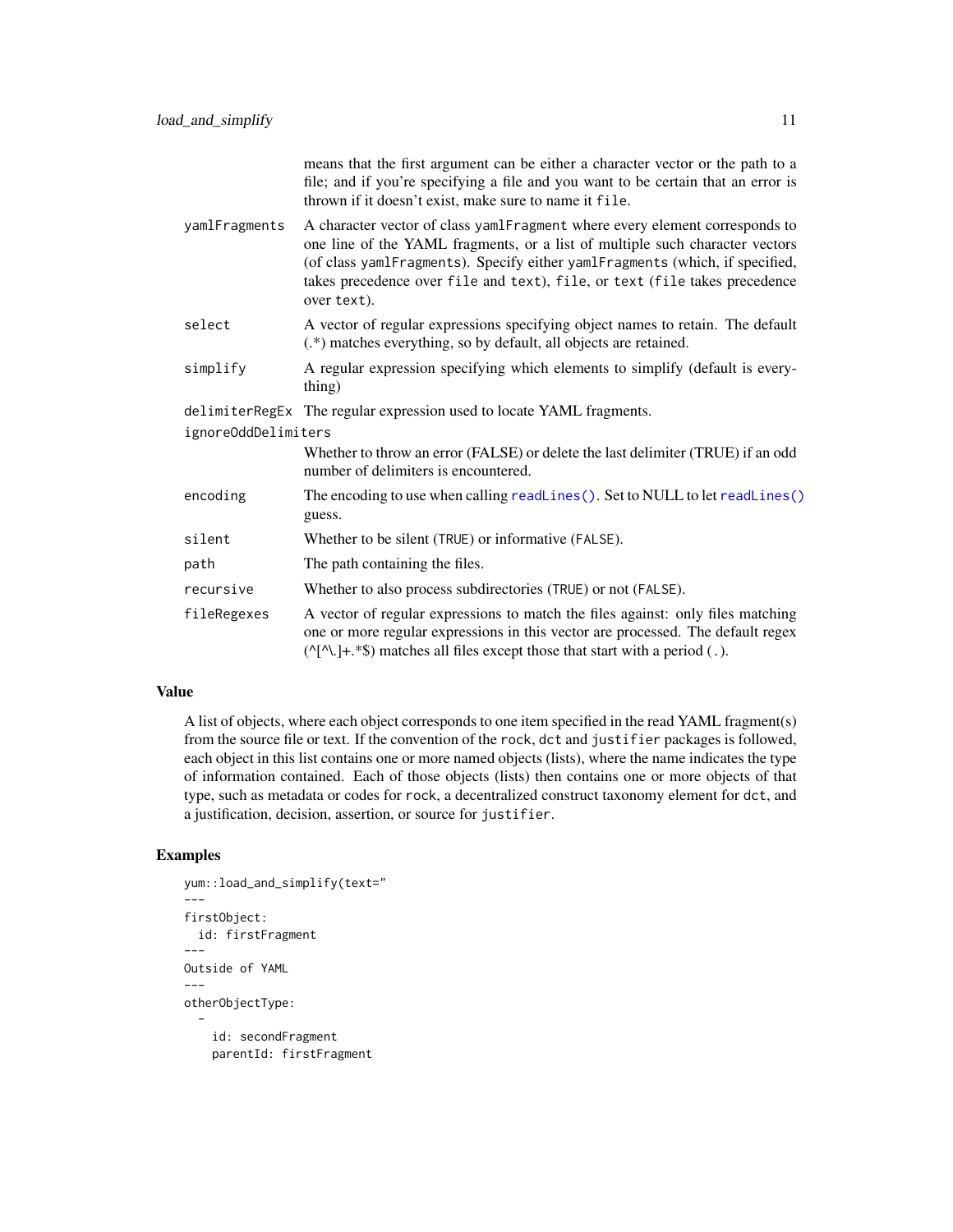means that the first argument can be either a character vector or the path to a file; and if you're specifying a file and you want to be certain that an error is thrown if it doesn't exist, make sure to name it `file`.

| | |
|---|---|
| `yamlFragments` | A character vector of class `yamlFragment` where every element corresponds to one line of the YAML fragments, or a list of multiple such character vectors (of class `yamlFragments`). Specify either `yamlFragments` (which, if specified, takes precedence over `file` and `text`), `file`, or `text` (`file` takes precedence over `text`). |
| `select` | A vector of regular expressions specifying object names to retain. The default (.*) matches everything, so by default, all objects are retained. |
| `simplify` | A regular expression specifying which elements to simplify (default is everything) |
| `delimiterRegEx` | The regular expression used to locate YAML fragments. |
| `ignoreOddDelimiters` | Whether to throw an error (FALSE) or delete the last delimiter (TRUE) if an odd number of delimiters is encountered. |
| `encoding` | The encoding to use when calling `readLines()`. Set to NULL to let `readLines()` guess. |
| `silent` | Whether to be silent (`TRUE`) or informative (`FALSE`). |
| `path` | The path containing the files. |
| `recursive` | Whether to also process subdirectories (`TRUE`) or not (`FALSE`). |
| `fileRegexes` | A vector of regular expressions to match the files against: only files matching one or more regular expressions in this vector are processed. The default regex (^[^\.]+.*$) matches all files except those that start with a period (`.`). |

## Value

A list of objects, where each object corresponds to one item specified in the read YAML fragment(s) from the source file or text. If the convention of the `rock`, `dct` and `justifier` packages is followed, each object in this list contains one or more named objects (lists), where the name indicates the type of information contained. Each of those objects (lists) then contains one or more objects of that type, such as metadata or codes for `rock`, a decentralized construct taxonomy element for `dct`, and a justification, decision, assertion, or source for `justifier`.

## Examples

```
yum::load_and_simplify(text="
---
firstObject:
  id: firstFragment
---
Outside of YAML
---
otherObjectType:
  -
    id: secondFragment
    parentId: firstFragment
```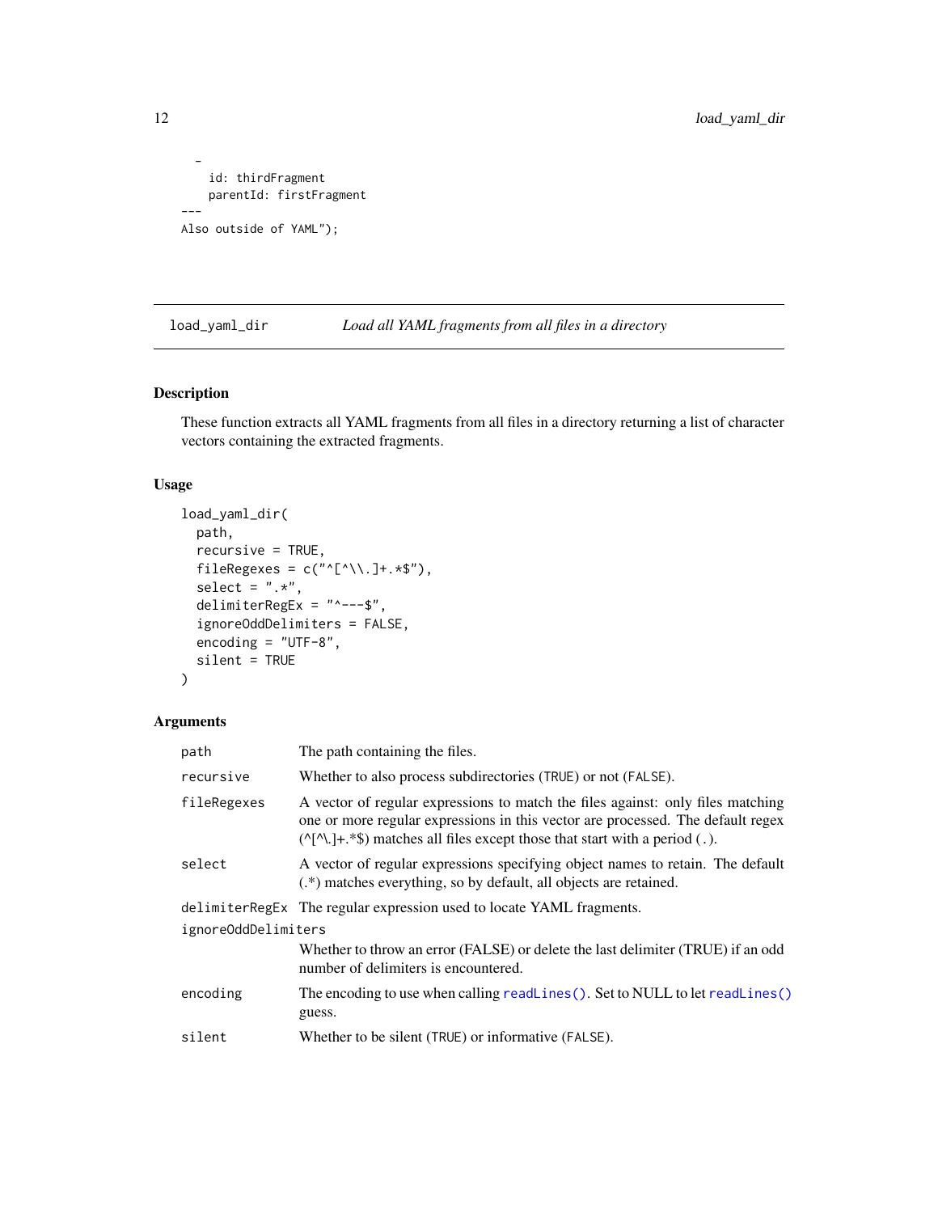```
  -
    id: thirdFragment
    parentId: firstFragment
---
Also outside of YAML");
```

## load_yaml_dir — *Load all YAML fragments from all files in a directory*

### Description

These function extracts all YAML fragments from all files in a directory returning a list of character vectors containing the extracted fragments.

### Usage

```
load_yaml_dir(
  path,
  recursive = TRUE,
  fileRegexes = c("^[^\\.]+.*$"),
  select = ".*",
  delimiterRegEx = "^---$",
  ignoreOddDelimiters = FALSE,
  encoding = "UTF-8",
  silent = TRUE
)
```

### Arguments

| | |
|---|---|
| `path` | The path containing the files. |
| `recursive` | Whether to also process subdirectories (`TRUE`) or not (`FALSE`). |
| `fileRegexes` | A vector of regular expressions to match the files against: only files matching one or more regular expressions in this vector are processed. The default regex (^[^\.]+.*$) matches all files except those that start with a period (`.`). |
| `select` | A vector of regular expressions specifying object names to retain. The default (.*) matches everything, so by default, all objects are retained. |
| `delimiterRegEx` | The regular expression used to locate YAML fragments. |
| `ignoreOddDelimiters` | Whether to throw an error (FALSE) or delete the last delimiter (TRUE) if an odd number of delimiters is encountered. |
| `encoding` | The encoding to use when calling `readLines()`. Set to NULL to let `readLines()` guess. |
| `silent` | Whether to be silent (`TRUE`) or informative (`FALSE`). |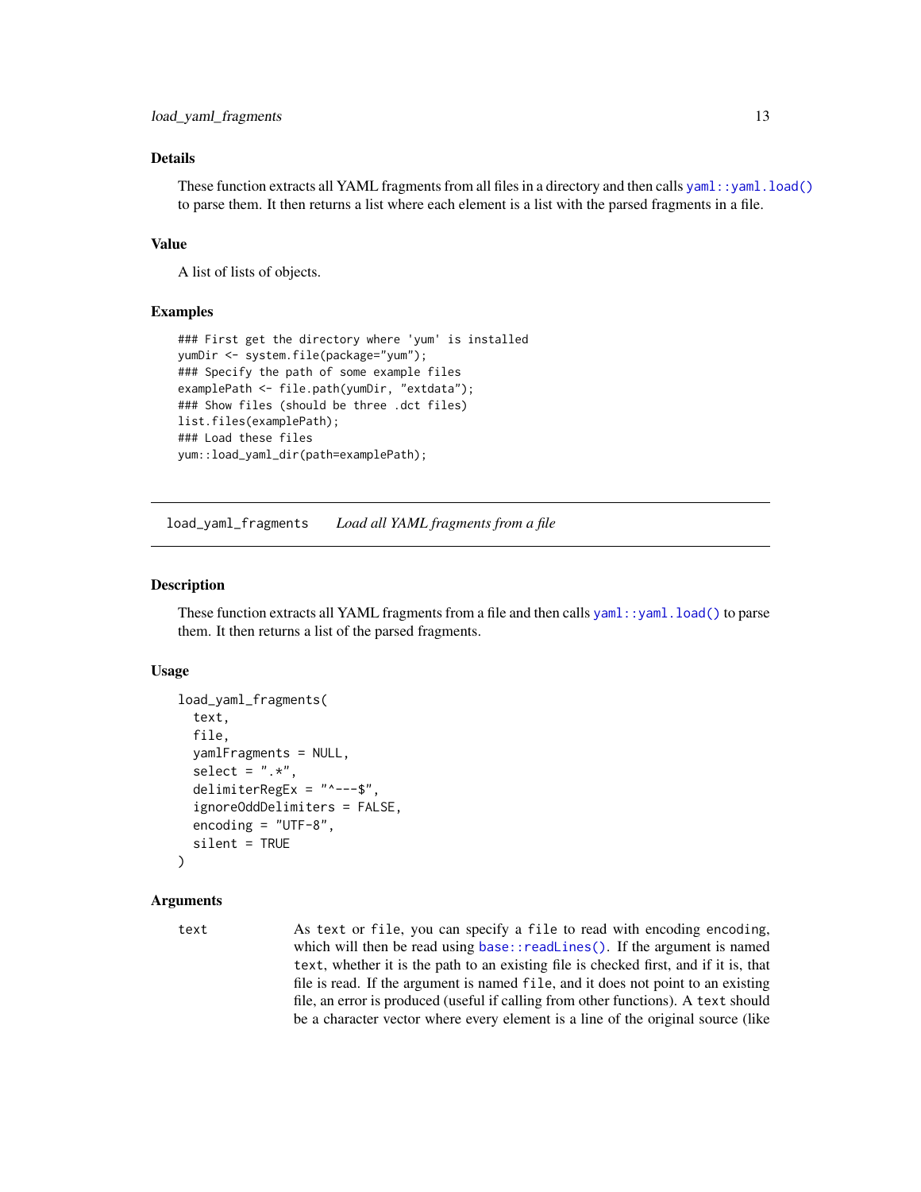## Details

These function extracts all YAML fragments from all files in a directory and then calls `yaml::yaml.load()` to parse them. It then returns a list where each element is a list with the parsed fragments in a file.

## Value

A list of lists of objects.

## Examples

```
### First get the directory where 'yum' is installed
yumDir <- system.file(package="yum");
### Specify the path of some example files
examplePath <- file.path(yumDir, "extdata");
### Show files (should be three .dct files)
list.files(examplePath);
### Load these files
yum::load_yaml_dir(path=examplePath);
```

---

# load_yaml_fragments *Load all YAML fragments from a file*

## Description

These function extracts all YAML fragments from a file and then calls `yaml::yaml.load()` to parse them. It then returns a list of the parsed fragments.

## Usage

```
load_yaml_fragments(
  text,
  file,
  yamlFragments = NULL,
  select = ".*",
  delimiterRegEx = "^---$",
  ignoreOddDelimiters = FALSE,
  encoding = "UTF-8",
  silent = TRUE
)
```

## Arguments

`text` As `text` or `file`, you can specify a `file` to read with encoding `encoding`, which will then be read using `base::readLines()`. If the argument is named `text`, whether it is the path to an existing file is checked first, and if it is, that file is read. If the argument is named `file`, and it does not point to an existing file, an error is produced (useful if calling from other functions). A `text` should be a character vector where every element is a line of the original source (like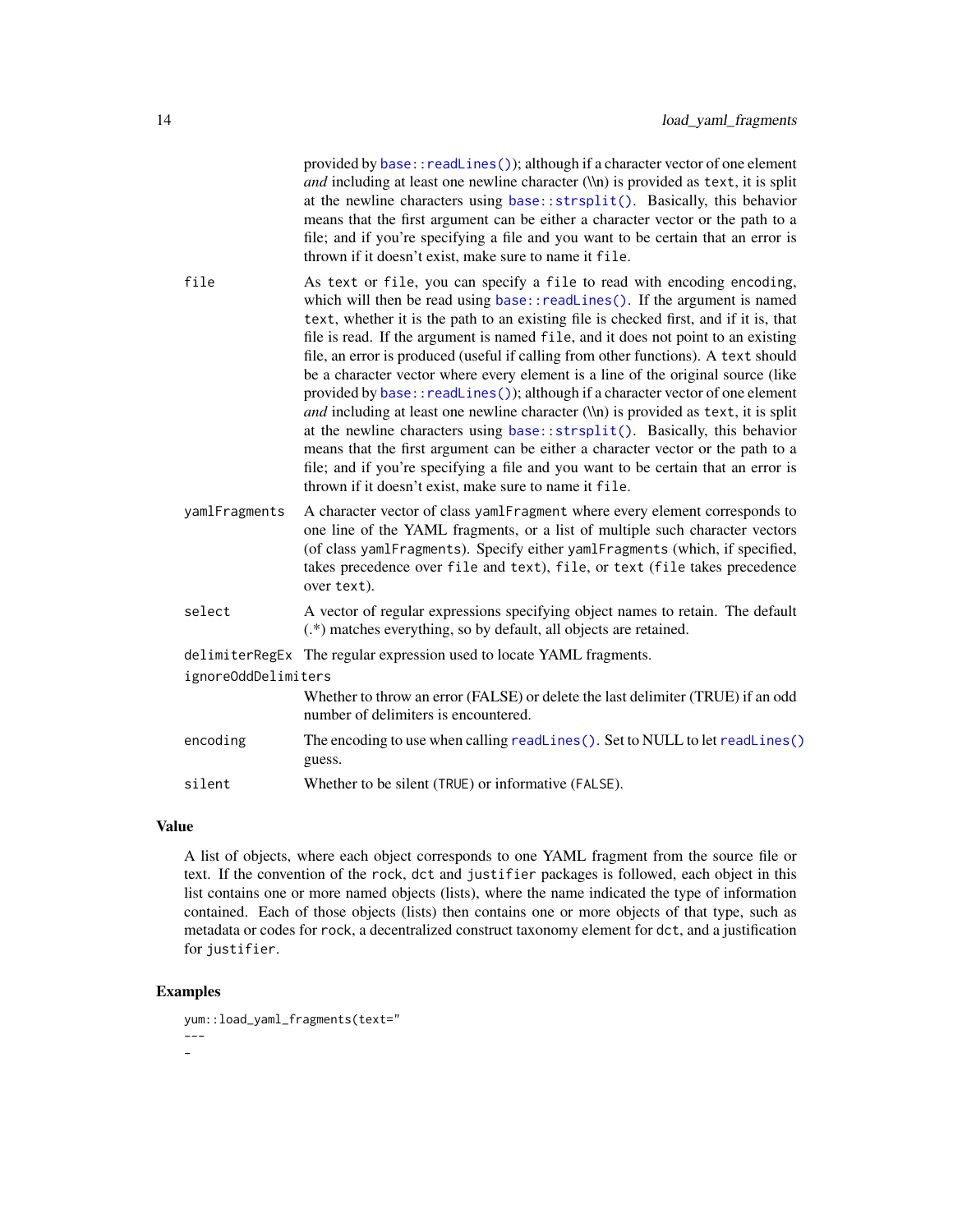provided by `base::readLines()`); although if a character vector of one element *and* including at least one newline character (\\n) is provided as `text`, it is split at the newline characters using `base::strsplit()`. Basically, this behavior means that the first argument can be either a character vector or the path to a file; and if you're specifying a file and you want to be certain that an error is thrown if it doesn't exist, make sure to name it `file`.

`file` — As `text` or `file`, you can specify a `file` to read with encoding `encoding`, which will then be read using `base::readLines()`. If the argument is named `text`, whether it is the path to an existing file is checked first, and if it is, that file is read. If the argument is named `file`, and it does not point to an existing file, an error is produced (useful if calling from other functions). A `text` should be a character vector where every element is a line of the original source (like provided by `base::readLines()`); although if a character vector of one element *and* including at least one newline character (\\n) is provided as `text`, it is split at the newline characters using `base::strsplit()`. Basically, this behavior means that the first argument can be either a character vector or the path to a file; and if you're specifying a file and you want to be certain that an error is thrown if it doesn't exist, make sure to name it `file`.

`yamlFragments` — A character vector of class `yamlFragment` where every element corresponds to one line of the YAML fragments, or a list of multiple such character vectors (of class `yamlFragments`). Specify either `yamlFragments` (which, if specified, takes precedence over `file` and `text`), `file`, or `text` (`file` takes precedence over `text`).

`select` — A vector of regular expressions specifying object names to retain. The default (.*) matches everything, so by default, all objects are retained.

`delimiterRegEx` — The regular expression used to locate YAML fragments.

`ignoreOddDelimiters` — Whether to throw an error (FALSE) or delete the last delimiter (TRUE) if an odd number of delimiters is encountered.

`encoding` — The encoding to use when calling `readLines()`. Set to NULL to let `readLines()` guess.

`silent` — Whether to be silent (`TRUE`) or informative (`FALSE`).

## Value

A list of objects, where each object corresponds to one YAML fragment from the source file or text. If the convention of the `rock`, `dct` and `justifier` packages is followed, each object in this list contains one or more named objects (lists), where the name indicated the type of information contained. Each of those objects (lists) then contains one or more objects of that type, such as metadata or codes for `rock`, a decentralized construct taxonomy element for `dct`, and a justification for `justifier`.

## Examples

```
yum::load_yaml_fragments(text="
---
-
```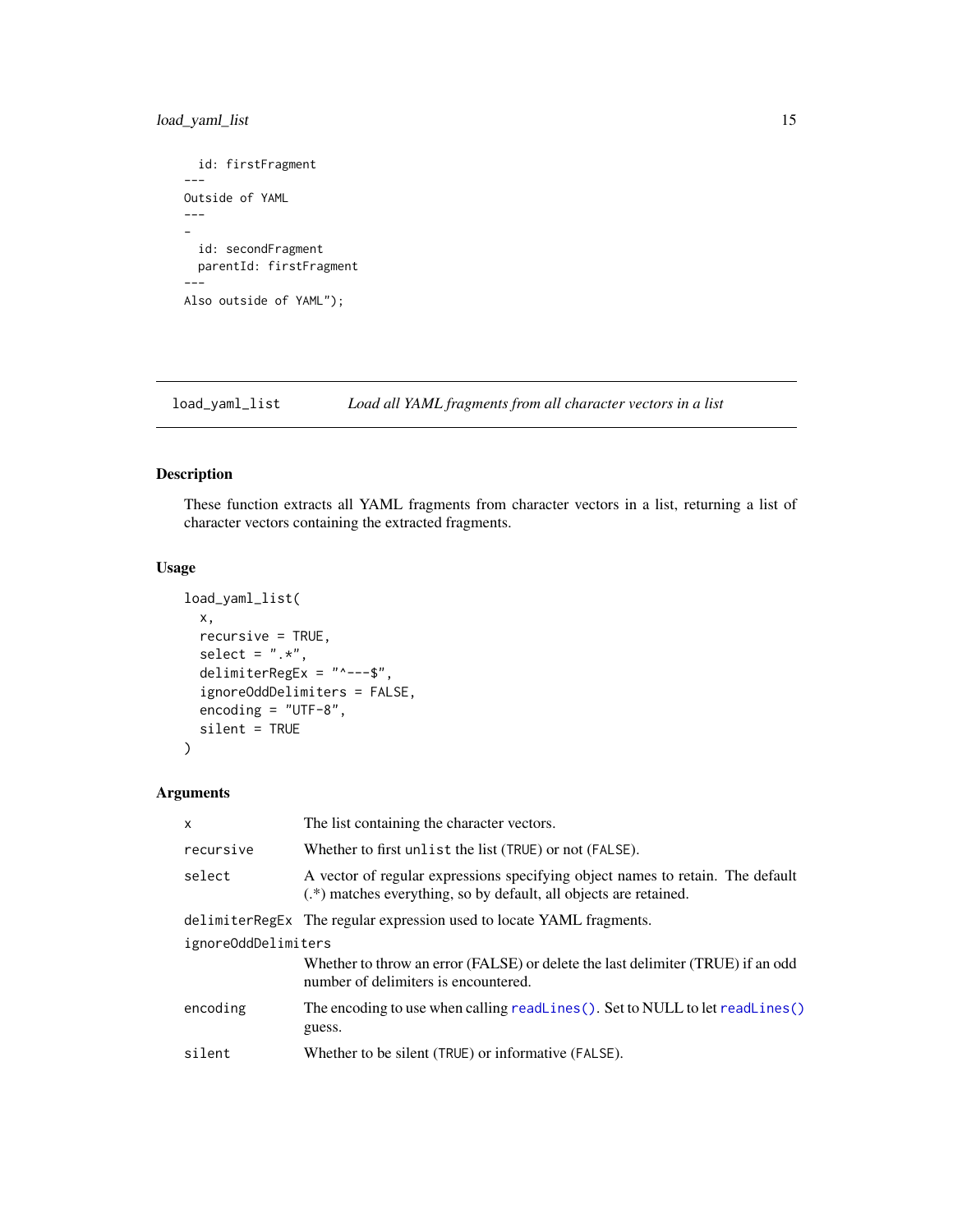```
  id: firstFragment
---
Outside of YAML
---
-
  id: secondFragment
  parentId: firstFragment
---
Also outside of YAML");
```

## load_yaml_list *Load all YAML fragments from all character vectors in a list*

### Description

These function extracts all YAML fragments from character vectors in a list, returning a list of character vectors containing the extracted fragments.

### Usage

```
load_yaml_list(
  x,
  recursive = TRUE,
  select = ".*",
  delimiterRegEx = "^---$",
  ignoreOddDelimiters = FALSE,
  encoding = "UTF-8",
  silent = TRUE
)
```

### Arguments

| | |
|---|---|
| x | The list containing the character vectors. |
| recursive | Whether to first `unlist` the list (`TRUE`) or not (`FALSE`). |
| select | A vector of regular expressions specifying object names to retain. The default (.*) matches everything, so by default, all objects are retained. |
| delimiterRegEx | The regular expression used to locate YAML fragments. |
| ignoreOddDelimiters | Whether to throw an error (FALSE) or delete the last delimiter (TRUE) if an odd number of delimiters is encountered. |
| encoding | The encoding to use when calling `readLines()`. Set to NULL to let `readLines()` guess. |
| silent | Whether to be silent (`TRUE`) or informative (`FALSE`). |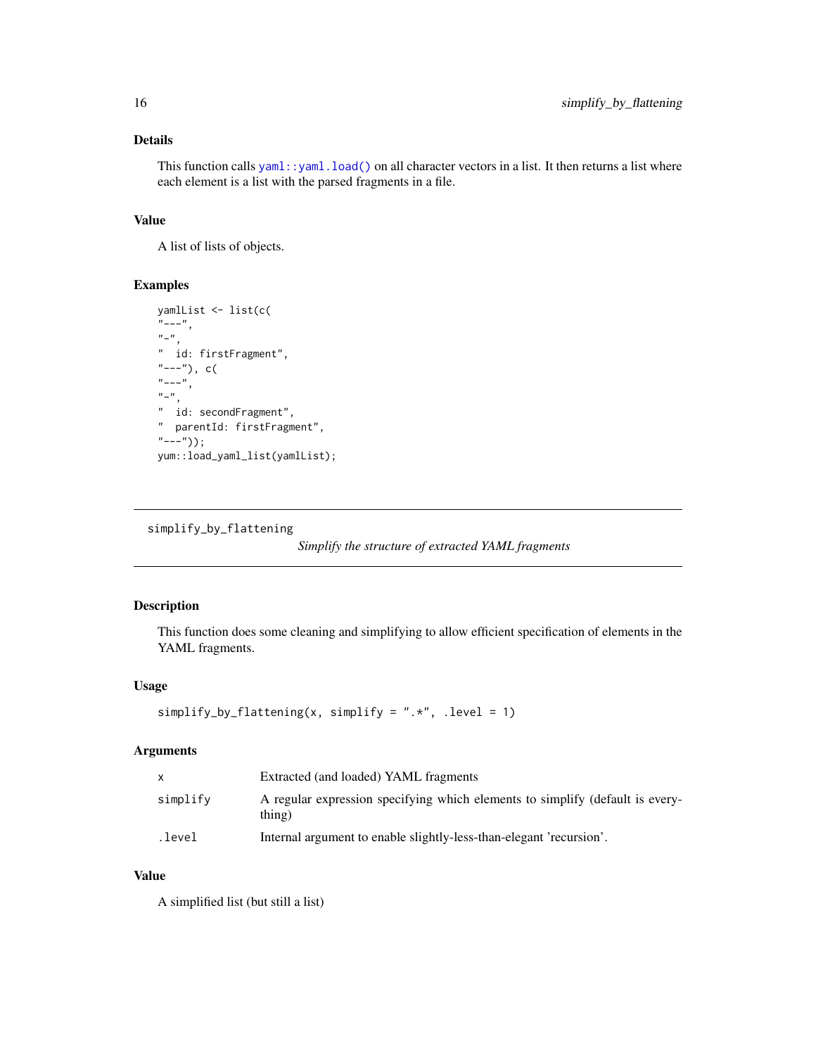## Details

This function calls `yaml::yaml.load()` on all character vectors in a list. It then returns a list where each element is a list with the parsed fragments in a file.

## Value

A list of lists of objects.

## Examples

```
yamlList <- list(c(
"---",
"-",
"  id: firstFragment",
"---"), c(
"---",
"-",
"  id: secondFragment",
"  parentId: firstFragment",
"---"));
yum::load_yaml_list(yamlList);
```

---

# simplify_by_flattening

*Simplify the structure of extracted YAML fragments*

## Description

This function does some cleaning and simplifying to allow efficient specification of elements in the YAML fragments.

## Usage

```
simplify_by_flattening(x, simplify = ".*", .level = 1)
```

## Arguments

| | |
|---|---|
| `x` | Extracted (and loaded) YAML fragments |
| `simplify` | A regular expression specifying which elements to simplify (default is everything) |
| `.level` | Internal argument to enable slightly-less-than-elegant 'recursion'. |

## Value

A simplified list (but still a list)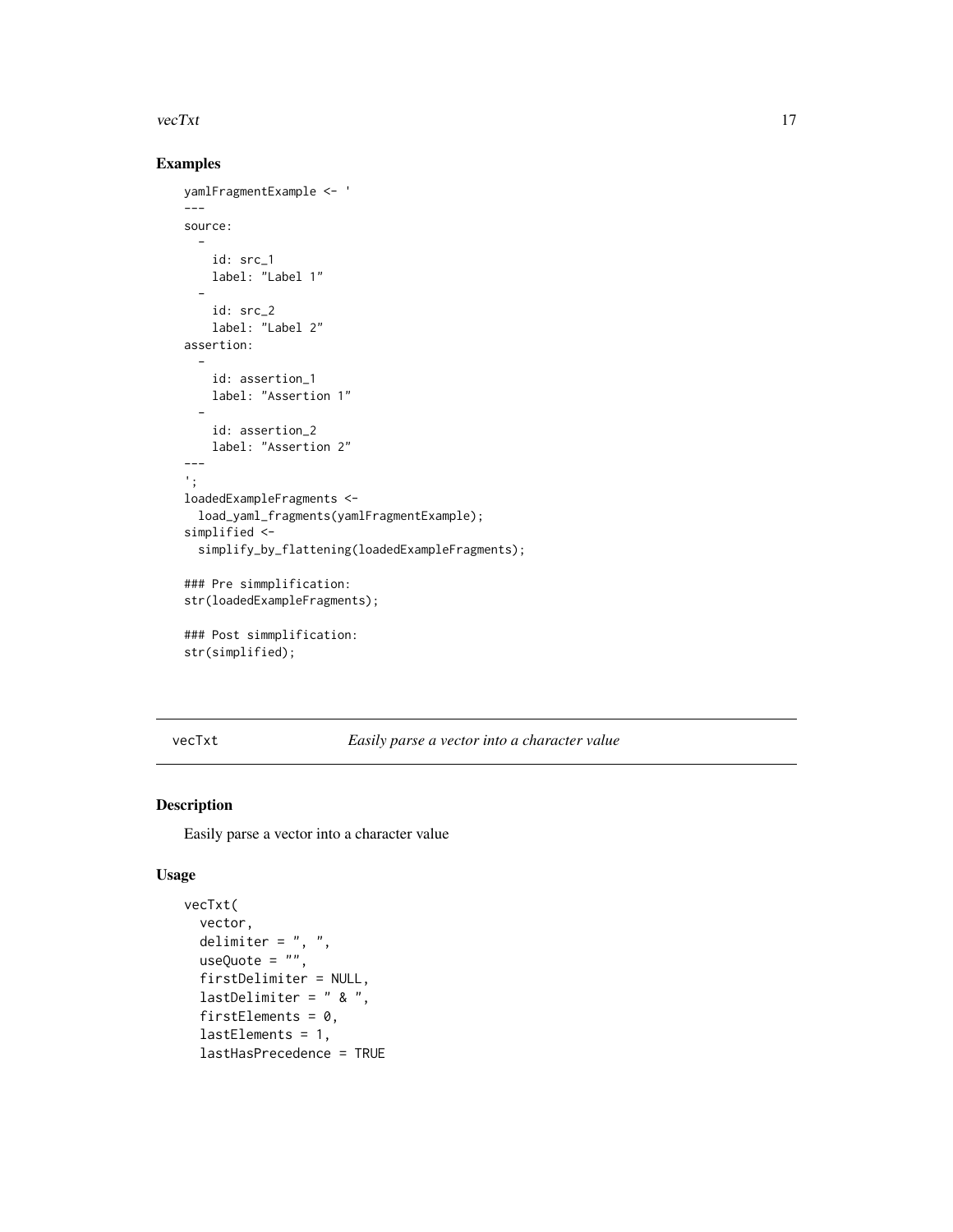## Examples

```
yamlFragmentExample <- '
---
source:
  -
    id: src_1
    label: "Label 1"
  -
    id: src_2
    label: "Label 2"
assertion:
  -
    id: assertion_1
    label: "Assertion 1"
  -
    id: assertion_2
    label: "Assertion 2"
---
';
loadedExampleFragments <-
  load_yaml_fragments(yamlFragmentExample);
simplified <-
  simplify_by_flattening(loadedExampleFragments);

### Pre simmplification:
str(loadedExampleFragments);

### Post simmplification:
str(simplified);
```

---

# vecTxt — *Easily parse a vector into a character value*

## Description

Easily parse a vector into a character value

## Usage

```
vecTxt(
  vector,
  delimiter = ", ",
  useQuote = "",
  firstDelimiter = NULL,
  lastDelimiter = " & ",
  firstElements = 0,
  lastElements = 1,
  lastHasPrecedence = TRUE
```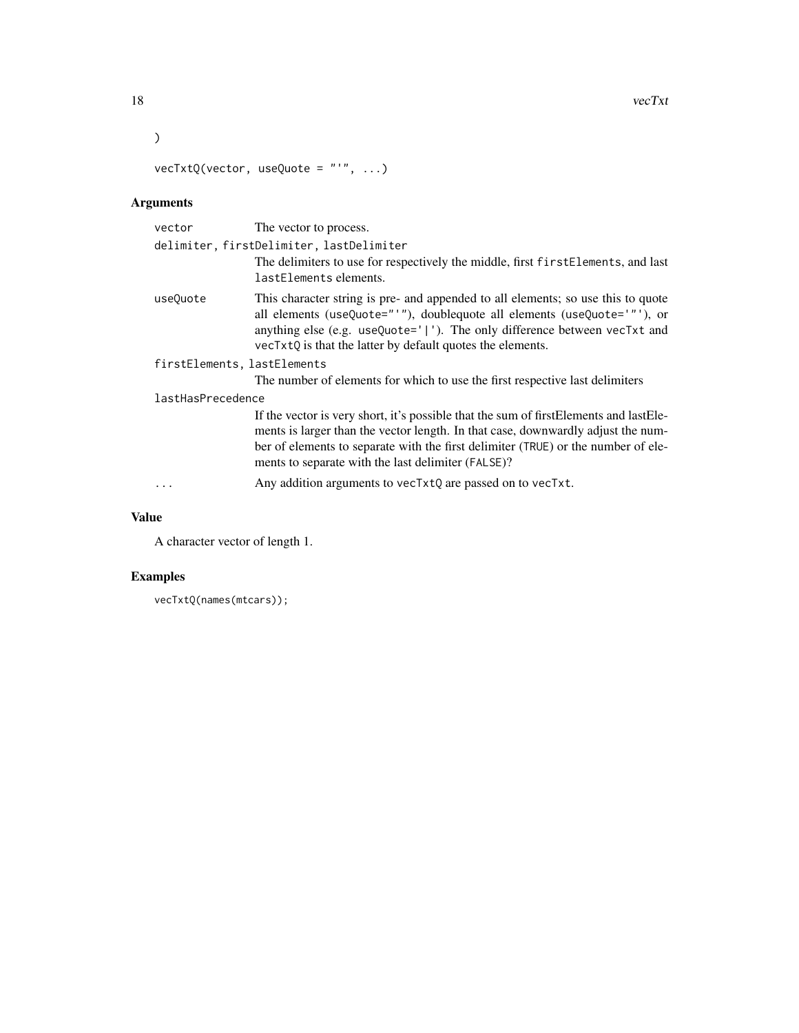```
)

vecTxtQ(vector, useQuote = "'", ...)
```

## Arguments

- `vector` — The vector to process.
- `delimiter, firstDelimiter, lastDelimiter` — The delimiters to use for respectively the middle, first `firstElements`, and last `lastElements` elements.
- `useQuote` — This character string is pre- and appended to all elements; so use this to quote all elements (`useQuote="'"`), doublequote all elements (`useQuote='"'`), or anything else (e.g. `useQuote='|'`). The only difference between `vecTxt` and `vecTxtQ` is that the latter by default quotes the elements.
- `firstElements, lastElements` — The number of elements for which to use the first respective last delimiters
- `lastHasPrecedence` — If the vector is very short, it's possible that the sum of firstElements and lastElements is larger than the vector length. In that case, downwardly adjust the number of elements to separate with the first delimiter (`TRUE`) or the number of elements to separate with the last delimiter (`FALSE`)?
- `...` — Any addition arguments to `vecTxtQ` are passed on to `vecTxt`.

## Value

A character vector of length 1.

## Examples

```
vecTxtQ(names(mtcars));
```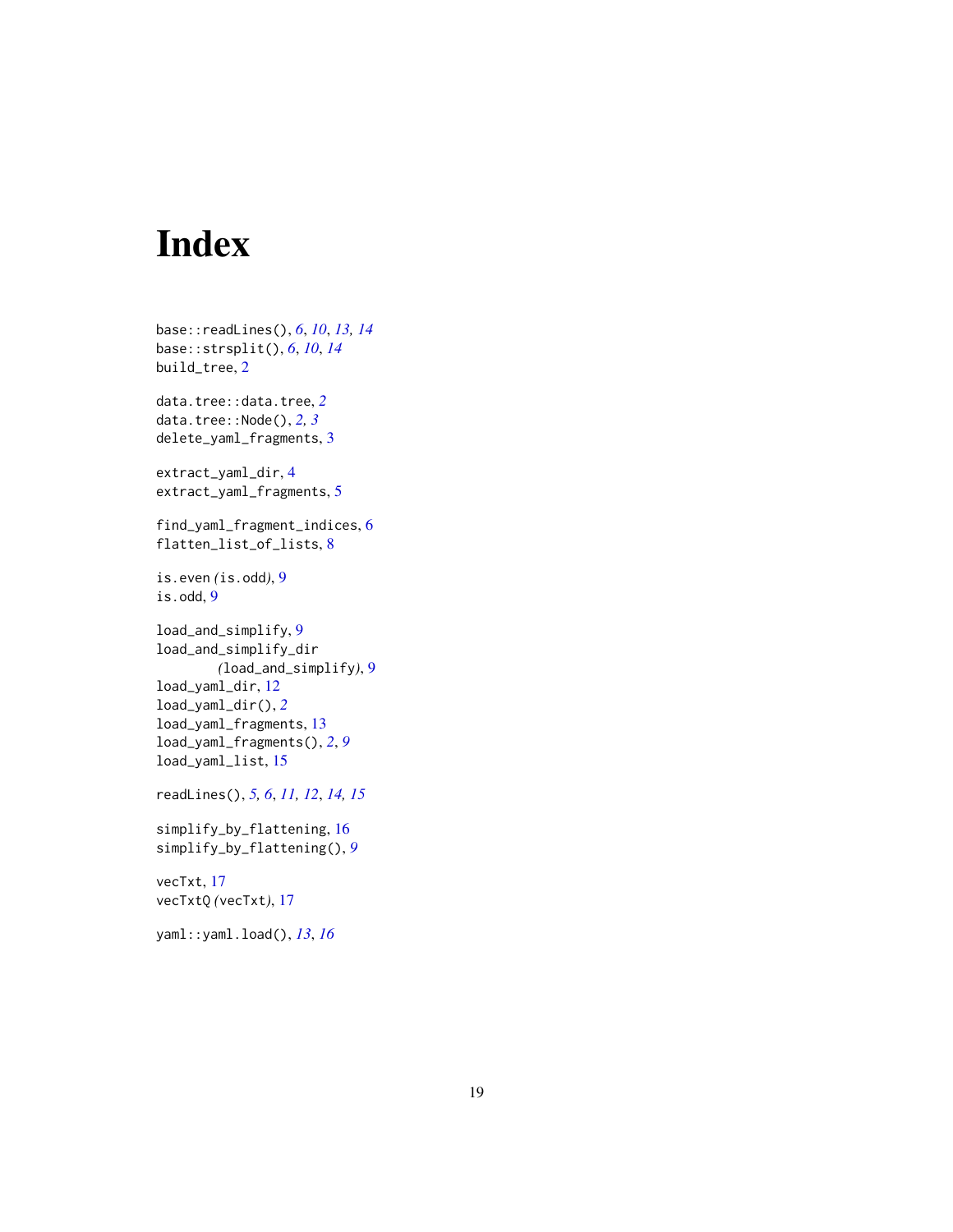# Index

base::readLines(), *6*, *10*, *13, 14*
base::strsplit(), *6*, *10*, *14*
build_tree, 2

data.tree::data.tree, *2*
data.tree::Node(), *2, 3*
delete_yaml_fragments, 3

extract_yaml_dir, 4
extract_yaml_fragments, 5

find_yaml_fragment_indices, 6
flatten_list_of_lists, 8

is.even *(*is.odd*)*, 9
is.odd, 9

load_and_simplify, 9
load_and_simplify_dir
        *(*load_and_simplify*)*, 9
load_yaml_dir, 12
load_yaml_dir(), *2*
load_yaml_fragments, 13
load_yaml_fragments(), *2*, *9*
load_yaml_list, 15

readLines(), *5, 6*, *11, 12*, *14, 15*

simplify_by_flattening, 16
simplify_by_flattening(), *9*

vecTxt, 17
vecTxtQ *(*vecTxt*)*, 17

yaml::yaml.load(), *13*, *16*